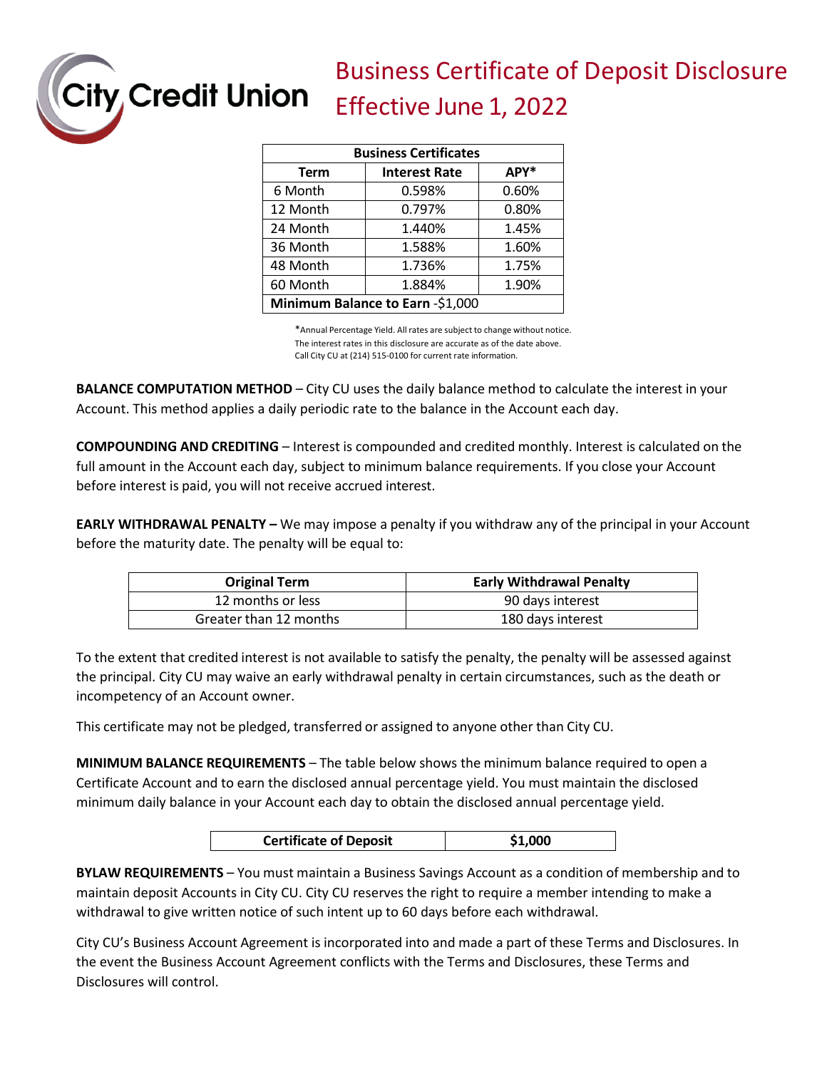City Credit Union

# Business Certificate of Deposit Disclosure
# Effective June 1, 2022

| Business Certificates | | |
|---|---|---|
| **Term** | **Interest Rate** | **APY*** |
| 6 Month | 0.598% | 0.60% |
| 12 Month | 0.797% | 0.80% |
| 24 Month | 1.440% | 1.45% |
| 36 Month | 1.588% | 1.60% |
| 48 Month | 1.736% | 1.75% |
| 60 Month | 1.884% | 1.90% |
| **Minimum Balance to Earn** -$1,000 | | |

*Annual Percentage Yield. All rates are subject to change without notice.
The interest rates in this disclosure are accurate as of the date above.
Call City CU at (214) 515-0100 for current rate information.

**BALANCE COMPUTATION METHOD** – City CU uses the daily balance method to calculate the interest in your Account. This method applies a daily periodic rate to the balance in the Account each day.

**COMPOUNDING AND CREDITING** – Interest is compounded and credited monthly. Interest is calculated on the full amount in the Account each day, subject to minimum balance requirements. If you close your Account before interest is paid, you will not receive accrued interest.

**EARLY WITHDRAWAL PENALTY –** We may impose a penalty if you withdraw any of the principal in your Account before the maturity date. The penalty will be equal to:

| Original Term | Early Withdrawal Penalty |
|---|---|
| 12 months or less | 90 days interest |
| Greater than 12 months | 180 days interest |

To the extent that credited interest is not available to satisfy the penalty, the penalty will be assessed against the principal. City CU may waive an early withdrawal penalty in certain circumstances, such as the death or incompetency of an Account owner.

This certificate may not be pledged, transferred or assigned to anyone other than City CU.

**MINIMUM BALANCE REQUIREMENTS** – The table below shows the minimum balance required to open a Certificate Account and to earn the disclosed annual percentage yield. You must maintain the disclosed minimum daily balance in your Account each day to obtain the disclosed annual percentage yield.

| Certificate of Deposit | $1,000 |
|---|---|

**BYLAW REQUIREMENTS** – You must maintain a Business Savings Account as a condition of membership and to maintain deposit Accounts in City CU. City CU reserves the right to require a member intending to make a withdrawal to give written notice of such intent up to 60 days before each withdrawal.

City CU's Business Account Agreement is incorporated into and made a part of these Terms and Disclosures. In the event the Business Account Agreement conflicts with the Terms and Disclosures, these Terms and Disclosures will control.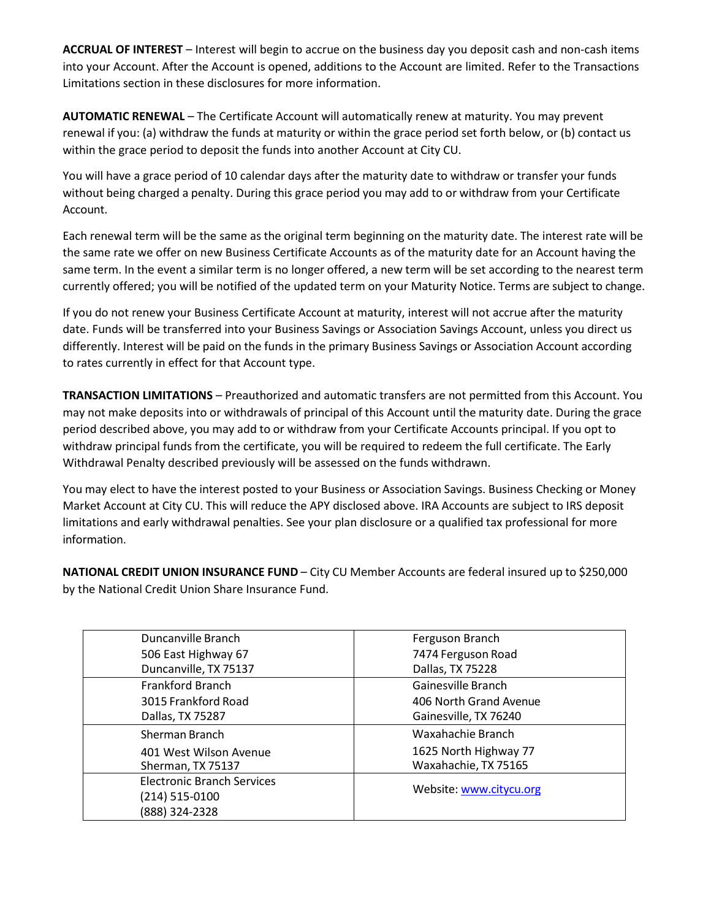**ACCRUAL OF INTEREST** – Interest will begin to accrue on the business day you deposit cash and non-cash items into your Account. After the Account is opened, additions to the Account are limited. Refer to the Transactions Limitations section in these disclosures for more information.

**AUTOMATIC RENEWAL** – The Certificate Account will automatically renew at maturity. You may prevent renewal if you: (a) withdraw the funds at maturity or within the grace period set forth below, or (b) contact us within the grace period to deposit the funds into another Account at City CU.

You will have a grace period of 10 calendar days after the maturity date to withdraw or transfer your funds without being charged a penalty. During this grace period you may add to or withdraw from your Certificate Account.

Each renewal term will be the same as the original term beginning on the maturity date. The interest rate will be the same rate we offer on new Business Certificate Accounts as of the maturity date for an Account having the same term. In the event a similar term is no longer offered, a new term will be set according to the nearest term currently offered; you will be notified of the updated term on your Maturity Notice. Terms are subject to change.

If you do not renew your Business Certificate Account at maturity, interest will not accrue after the maturity date. Funds will be transferred into your Business Savings or Association Savings Account, unless you direct us differently. Interest will be paid on the funds in the primary Business Savings or Association Account according to rates currently in effect for that Account type.

**TRANSACTION LIMITATIONS** – Preauthorized and automatic transfers are not permitted from this Account. You may not make deposits into or withdrawals of principal of this Account until the maturity date. During the grace period described above, you may add to or withdraw from your Certificate Accounts principal. If you opt to withdraw principal funds from the certificate, you will be required to redeem the full certificate. The Early Withdrawal Penalty described previously will be assessed on the funds withdrawn.

You may elect to have the interest posted to your Business or Association Savings. Business Checking or Money Market Account at City CU. This will reduce the APY disclosed above. IRA Accounts are subject to IRS deposit limitations and early withdrawal penalties. See your plan disclosure or a qualified tax professional for more information.

**NATIONAL CREDIT UNION INSURANCE FUND** – City CU Member Accounts are federal insured up to $250,000 by the National Credit Union Share Insurance Fund.

| | |
|---|---|
| Duncanville Branch<br>506 East Highway 67<br>Duncanville, TX 75137 | Ferguson Branch<br>7474 Ferguson Road<br>Dallas, TX 75228 |
| Frankford Branch<br>3015 Frankford Road<br>Dallas, TX 75287 | Gainesville Branch<br>406 North Grand Avenue<br>Gainesville, TX 76240 |
| Sherman Branch<br>401 West Wilson Avenue<br>Sherman, TX 75137 | Waxahachie Branch<br>1625 North Highway 77<br>Waxahachie, TX 75165 |
| Electronic Branch Services<br>(214) 515-0100<br>(888) 324-2328 | Website: [www.citycu.org](http://www.citycu.org) |